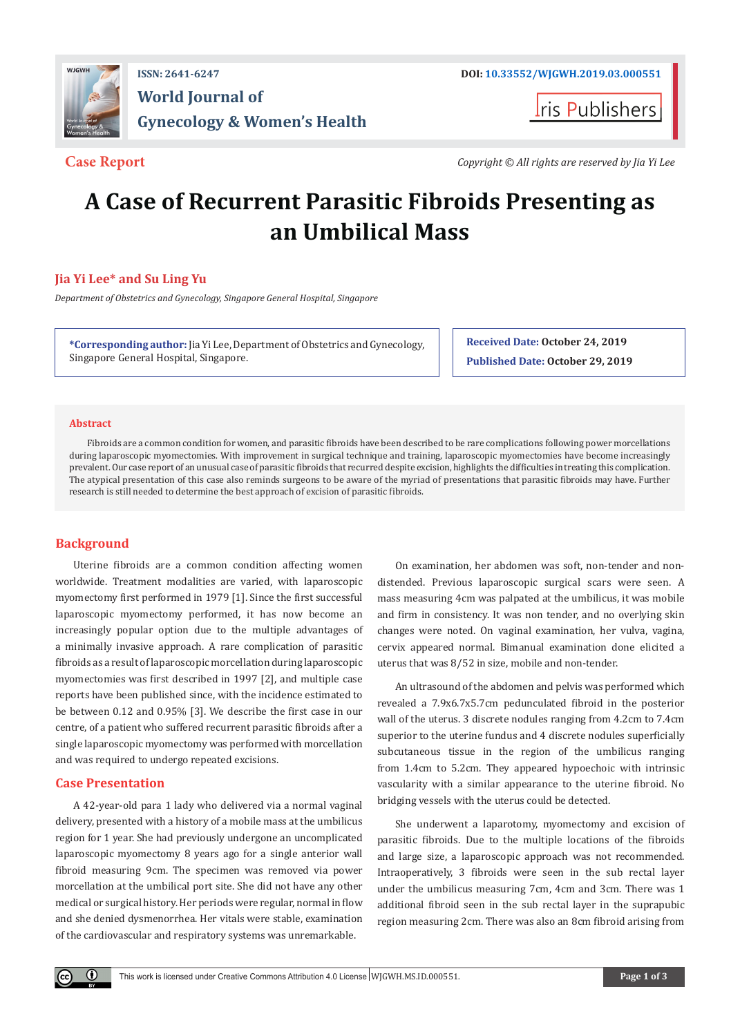**Case Report**

Copyright © All rights are reserved by Jia Yi Lee

# A Case of Recurrent Parasitic Fibroids Presenting as an Umbilical Mass

**Jia Yi Lee* and Su Ling Yu**

*Department of Obstetrics and Gynecology, Singapore General Hospital, Singapore*

***Corresponding author:** Jia Yi Lee, Department of Obstetrics and Gynecology, Singapore General Hospital, Singapore.

**Received Date:** October 24, 2019

**Published Date:** October 29, 2019

## Abstract

Fibroids are a common condition for women, and parasitic fibroids have been described to be rare complications following power morcellations during laparoscopic myomectomies. With improvement in surgical technique and training, laparoscopic myomectomies have become increasingly prevalent. Our case report of an unusual case of parasitic fibroids that recurred despite excision, highlights the difficulties in treating this complication. The atypical presentation of this case also reminds surgeons to be aware of the myriad of presentations that parasitic fibroids may have. Further research is still needed to determine the best approach of excision of parasitic fibroids.

## Background

Uterine fibroids are a common condition affecting women worldwide. Treatment modalities are varied, with laparoscopic myomectomy first performed in 1979 [1]. Since the first successful laparoscopic myomectomy performed, it has now become an increasingly popular option due to the multiple advantages of a minimally invasive approach. A rare complication of parasitic fibroids as a result of laparoscopic morcellation during laparoscopic myomectomies was first described in 1997 [2], and multiple case reports have been published since, with the incidence estimated to be between 0.12 and 0.95% [3]. We describe the first case in our centre, of a patient who suffered recurrent parasitic fibroids after a single laparoscopic myomectomy was performed with morcellation and was required to undergo repeated excisions.

## Case Presentation

A 42-year-old para 1 lady who delivered via a normal vaginal delivery, presented with a history of a mobile mass at the umbilicus region for 1 year. She had previously undergone an uncomplicated laparoscopic myomectomy 8 years ago for a single anterior wall fibroid measuring 9cm. The specimen was removed via power morcellation at the umbilical port site. She did not have any other medical or surgical history. Her periods were regular, normal in flow and she denied dysmenorrhea. Her vitals were stable, examination of the cardiovascular and respiratory systems was unremarkable.

On examination, her abdomen was soft, non-tender and non-distended. Previous laparoscopic surgical scars were seen. A mass measuring 4cm was palpated at the umbilicus, it was mobile and firm in consistency. It was non tender, and no overlying skin changes were noted. On vaginal examination, her vulva, vagina, cervix appeared normal. Bimanual examination done elicited a uterus that was 8/52 in size, mobile and non-tender.

An ultrasound of the abdomen and pelvis was performed which revealed a 7.9x6.7x5.7cm pedunculated fibroid in the posterior wall of the uterus. 3 discrete nodules ranging from 4.2cm to 7.4cm superior to the uterine fundus and 4 discrete nodules superficially subcutaneous tissue in the region of the umbilicus ranging from 1.4cm to 5.2cm. They appeared hypoechoic with intrinsic vascularity with a similar appearance to the uterine fibroid. No bridging vessels with the uterus could be detected.

She underwent a laparotomy, myomectomy and excision of parasitic fibroids. Due to the multiple locations of the fibroids and large size, a laparoscopic approach was not recommended. Intraoperatively, 3 fibroids were seen in the sub rectal layer under the umbilicus measuring 7cm, 4cm and 3cm. There was 1 additional fibroid seen in the sub rectal layer in the suprapubic region measuring 2cm. There was also an 8cm fibroid arising from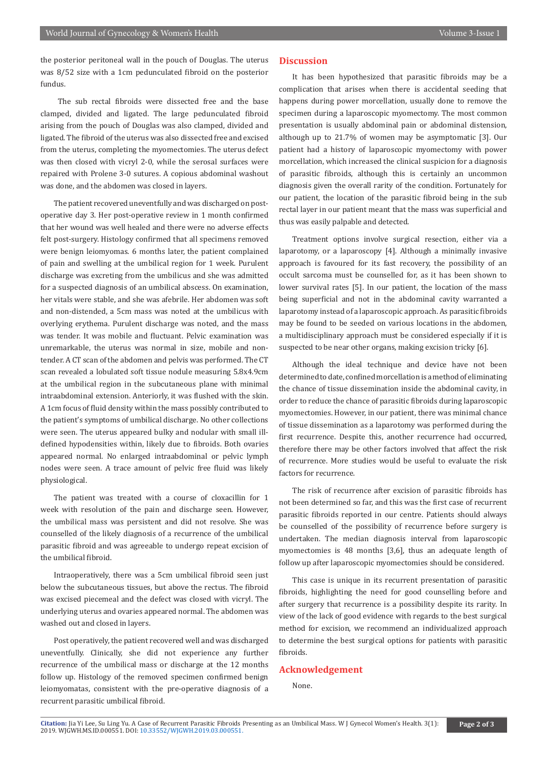the posterior peritoneal wall in the pouch of Douglas. The uterus was 8/52 size with a 1cm pedunculated fibroid on the posterior fundus.

The sub rectal fibroids were dissected free and the base clamped, divided and ligated. The large pedunculated fibroid arising from the pouch of Douglas was also clamped, divided and ligated. The fibroid of the uterus was also dissected free and excised from the uterus, completing the myomectomies. The uterus defect was then closed with vicryl 2-0, while the serosal surfaces were repaired with Prolene 3-0 sutures. A copious abdominal washout was done, and the abdomen was closed in layers.

The patient recovered uneventfully and was discharged on post-operative day 3. Her post-operative review in 1 month confirmed that her wound was well healed and there were no adverse effects felt post-surgery. Histology confirmed that all specimens removed were benign leiomyomas. 6 months later, the patient complained of pain and swelling at the umbilical region for 1 week. Purulent discharge was excreting from the umbilicus and she was admitted for a suspected diagnosis of an umbilical abscess. On examination, her vitals were stable, and she was afebrile. Her abdomen was soft and non-distended, a 5cm mass was noted at the umbilicus with overlying erythema. Purulent discharge was noted, and the mass was tender. It was mobile and fluctuant. Pelvic examination was unremarkable, the uterus was normal in size, mobile and non-tender. A CT scan of the abdomen and pelvis was performed. The CT scan revealed a lobulated soft tissue nodule measuring 5.8x4.9cm at the umbilical region in the subcutaneous plane with minimal intraabdominal extension. Anteriorly, it was flushed with the skin. A 1cm focus of fluid density within the mass possibly contributed to the patient's symptoms of umbilical discharge. No other collections were seen. The uterus appeared bulky and nodular with small ill-defined hypodensities within, likely due to fibroids. Both ovaries appeared normal. No enlarged intraabdominal or pelvic lymph nodes were seen. A trace amount of pelvic free fluid was likely physiological.

The patient was treated with a course of cloxacillin for 1 week with resolution of the pain and discharge seen. However, the umbilical mass was persistent and did not resolve. She was counselled of the likely diagnosis of a recurrence of the umbilical parasitic fibroid and was agreeable to undergo repeat excision of the umbilical fibroid.

Intraoperatively, there was a 5cm umbilical fibroid seen just below the subcutaneous tissues, but above the rectus. The fibroid was excised piecemeal and the defect was closed with vicryl. The underlying uterus and ovaries appeared normal. The abdomen was washed out and closed in layers.

Post operatively, the patient recovered well and was discharged uneventfully. Clinically, she did not experience any further recurrence of the umbilical mass or discharge at the 12 months follow up. Histology of the removed specimen confirmed benign leiomyomatas, consistent with the pre-operative diagnosis of a recurrent parasitic umbilical fibroid.

## Discussion

It has been hypothesized that parasitic fibroids may be a complication that arises when there is accidental seeding that happens during power morcellation, usually done to remove the specimen during a laparoscopic myomectomy. The most common presentation is usually abdominal pain or abdominal distension, although up to 21.7% of women may be asymptomatic [3]. Our patient had a history of laparoscopic myomectomy with power morcellation, which increased the clinical suspicion for a diagnosis of parasitic fibroids, although this is certainly an uncommon diagnosis given the overall rarity of the condition. Fortunately for our patient, the location of the parasitic fibroid being in the sub rectal layer in our patient meant that the mass was superficial and thus was easily palpable and detected.

Treatment options involve surgical resection, either via a laparotomy, or a laparoscopy [4]. Although a minimally invasive approach is favoured for its fast recovery, the possibility of an occult sarcoma must be counselled for, as it has been shown to lower survival rates [5]. In our patient, the location of the mass being superficial and not in the abdominal cavity warranted a laparotomy instead of a laparoscopic approach. As parasitic fibroids may be found to be seeded on various locations in the abdomen, a multidisciplinary approach must be considered especially if it is suspected to be near other organs, making excision tricky [6].

Although the ideal technique and device have not been determined to date, confined morcellation is a method of eliminating the chance of tissue dissemination inside the abdominal cavity, in order to reduce the chance of parasitic fibroids during laparoscopic myomectomies. However, in our patient, there was minimal chance of tissue dissemination as a laparotomy was performed during the first recurrence. Despite this, another recurrence had occurred, therefore there may be other factors involved that affect the risk of recurrence. More studies would be useful to evaluate the risk factors for recurrence.

The risk of recurrence after excision of parasitic fibroids has not been determined so far, and this was the first case of recurrent parasitic fibroids reported in our centre. Patients should always be counselled of the possibility of recurrence before surgery is undertaken. The median diagnosis interval from laparoscopic myomectomies is 48 months [3,6], thus an adequate length of follow up after laparoscopic myomectomies should be considered.

This case is unique in its recurrent presentation of parasitic fibroids, highlighting the need for good counselling before and after surgery that recurrence is a possibility despite its rarity. In view of the lack of good evidence with regards to the best surgical method for excision, we recommend an individualized approach to determine the best surgical options for patients with parasitic fibroids.

## Acknowledgement

None.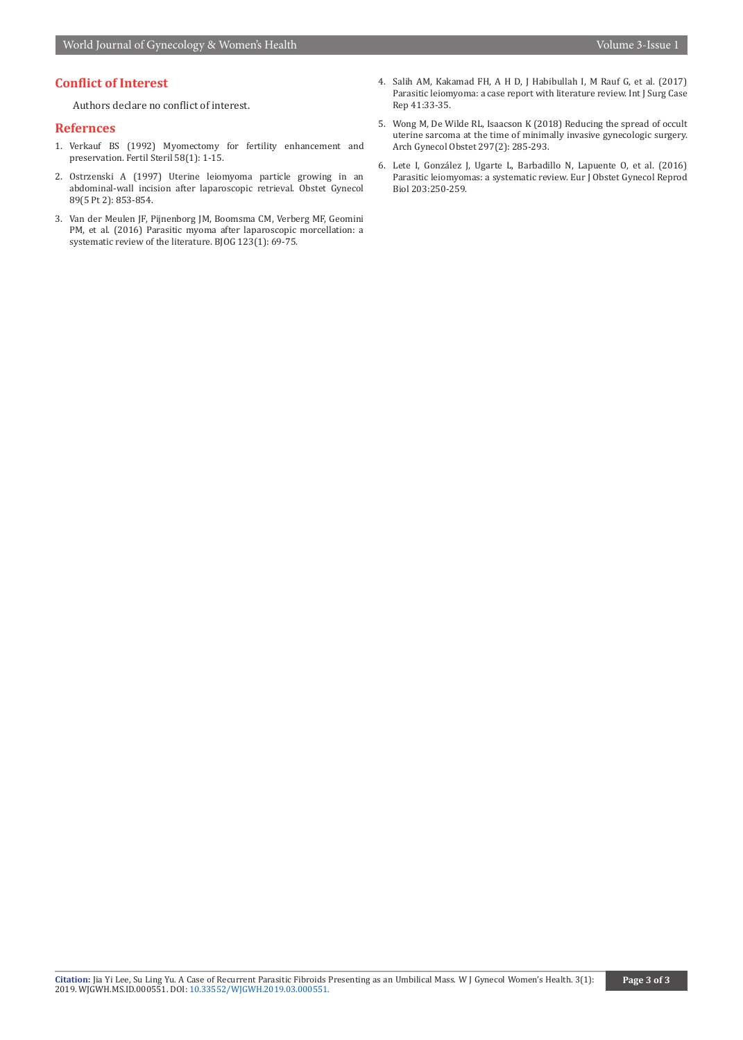## Conflict of Interest

Authors declare no conflict of interest.

## Refernces

1. Verkauf BS (1992) Myomectomy for fertility enhancement and preservation. Fertil Steril 58(1): 1-15.
2. Ostrzenski A (1997) Uterine leiomyoma particle growing in an abdominal-wall incision after laparoscopic retrieval. Obstet Gynecol 89(5 Pt 2): 853-854.
3. Van der Meulen JF, Pijnenborg JM, Boomsma CM, Verberg MF, Geomini PM, et al. (2016) Parasitic myoma after laparoscopic morcellation: a systematic review of the literature. BJOG 123(1): 69-75.
4. Salih AM, Kakamad FH, A H D, J Habibullah I, M Rauf G, et al. (2017) Parasitic leiomyoma: a case report with literature review. Int J Surg Case Rep 41:33-35.
5. Wong M, De Wilde RL, Isaacson K (2018) Reducing the spread of occult uterine sarcoma at the time of minimally invasive gynecologic surgery. Arch Gynecol Obstet 297(2): 285-293.
6. Lete I, González J, Ugarte L, Barbadillo N, Lapuente O, et al. (2016) Parasitic leiomyomas: a systematic review. Eur J Obstet Gynecol Reprod Biol 203:250-259.